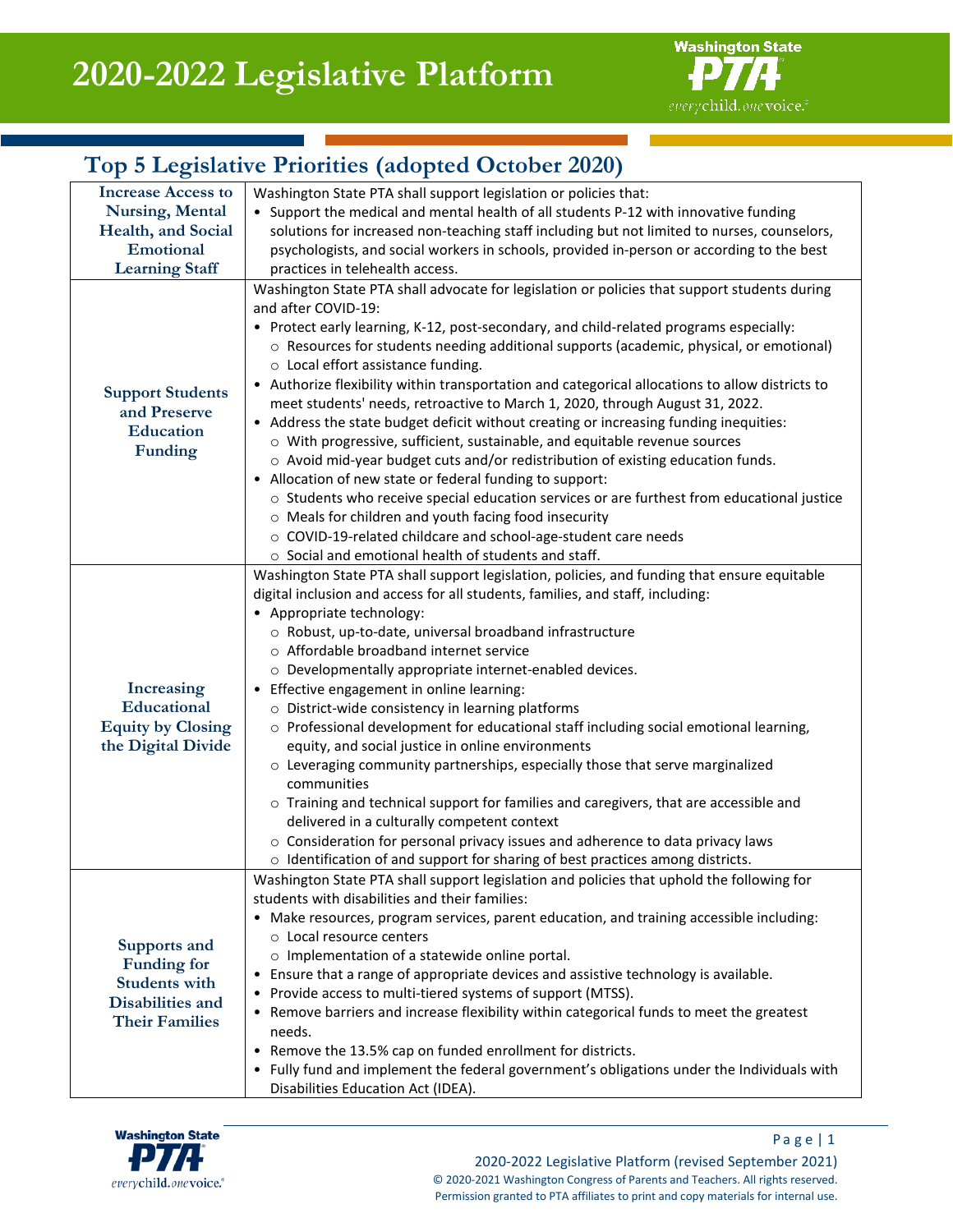# 2020-2022 Legislative Platform

## Top 5 Legislative Priorities (adopted October 2020)

| | |
|---|---|
| **Increase Access to Nursing, Mental Health, and Social Emotional Learning Staff** | Washington State PTA shall support legislation or policies that:<br>• Support the medical and mental health of all students P-12 with innovative funding solutions for increased non-teaching staff including but not limited to nurses, counselors, psychologists, and social workers in schools, provided in-person or according to the best practices in telehealth access. |
| **Support Students and Preserve Education Funding** | Washington State PTA shall advocate for legislation or policies that support students during and after COVID-19:<br>• Protect early learning, K-12, post-secondary, and child-related programs especially:<br>○ Resources for students needing additional supports (academic, physical, or emotional)<br>○ Local effort assistance funding.<br>• Authorize flexibility within transportation and categorical allocations to allow districts to meet students' needs, retroactive to March 1, 2020, through August 31, 2022.<br>• Address the state budget deficit without creating or increasing funding inequities:<br>○ With progressive, sufficient, sustainable, and equitable revenue sources<br>○ Avoid mid-year budget cuts and/or redistribution of existing education funds.<br>• Allocation of new state or federal funding to support:<br>○ Students who receive special education services or are furthest from educational justice<br>○ Meals for children and youth facing food insecurity<br>○ COVID-19-related childcare and school-age-student care needs<br>○ Social and emotional health of students and staff. |
| **Increasing Educational Equity by Closing the Digital Divide** | Washington State PTA shall support legislation, policies, and funding that ensure equitable digital inclusion and access for all students, families, and staff, including:<br>• Appropriate technology:<br>○ Robust, up-to-date, universal broadband infrastructure<br>○ Affordable broadband internet service<br>○ Developmentally appropriate internet-enabled devices.<br>• Effective engagement in online learning:<br>○ District-wide consistency in learning platforms<br>○ Professional development for educational staff including social emotional learning, equity, and social justice in online environments<br>○ Leveraging community partnerships, especially those that serve marginalized communities<br>○ Training and technical support for families and caregivers, that are accessible and delivered in a culturally competent context<br>○ Consideration for personal privacy issues and adherence to data privacy laws<br>○ Identification of and support for sharing of best practices among districts. |
| **Supports and Funding for Students with Disabilities and Their Families** | Washington State PTA shall support legislation and policies that uphold the following for students with disabilities and their families:<br>• Make resources, program services, parent education, and training accessible including:<br>○ Local resource centers<br>○ Implementation of a statewide online portal.<br>• Ensure that a range of appropriate devices and assistive technology is available.<br>• Provide access to multi-tiered systems of support (MTSS).<br>• Remove barriers and increase flexibility within categorical funds to meet the greatest needs.<br>• Remove the 13.5% cap on funded enrollment for districts.<br>• Fully fund and implement the federal government's obligations under the Individuals with Disabilities Education Act (IDEA). |

2020-2022 Legislative Platform (revised September 2021)
© 2020-2021 Washington Congress of Parents and Teachers. All rights reserved.
Permission granted to PTA affiliates to print and copy materials for internal use.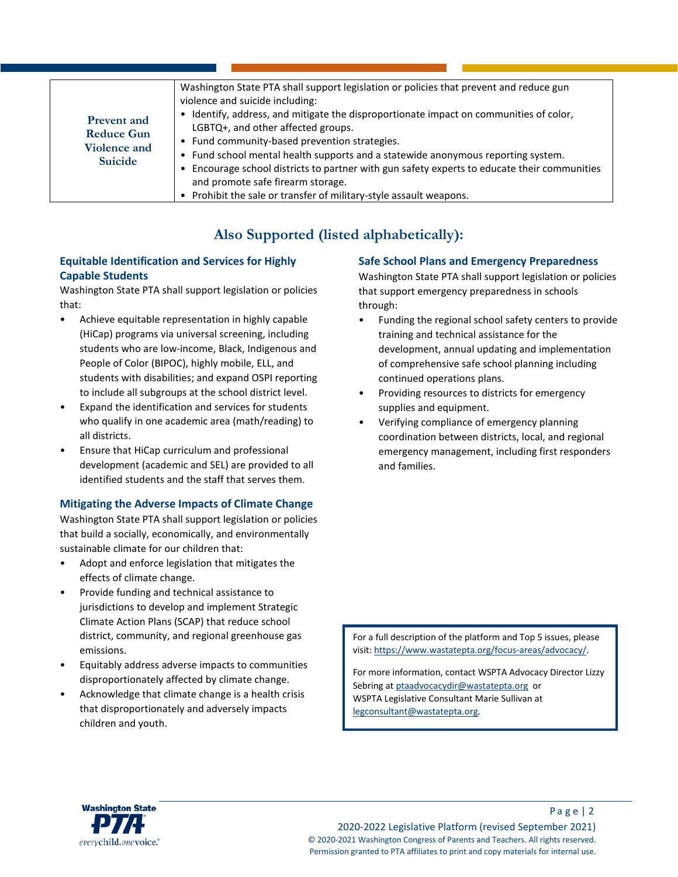| | |
|---|---|
| **Prevent and Reduce Gun Violence and Suicide** | Washington State PTA shall support legislation or policies that prevent and reduce gun violence and suicide including:<br>• Identify, address, and mitigate the disproportionate impact on communities of color, LGBTQ+, and other affected groups.<br>• Fund community-based prevention strategies.<br>• Fund school mental health supports and a statewide anonymous reporting system.<br>• Encourage school districts to partner with gun safety experts to educate their communities and promote safe firearm storage.<br>• Prohibit the sale or transfer of military-style assault weapons. |

## Also Supported (listed alphabetically):

### Equitable Identification and Services for Highly Capable Students

Washington State PTA shall support legislation or policies that:

- Achieve equitable representation in highly capable (HiCap) programs via universal screening, including students who are low-income, Black, Indigenous and People of Color (BIPOC), highly mobile, ELL, and students with disabilities; and expand OSPI reporting to include all subgroups at the school district level.
- Expand the identification and services for students who qualify in one academic area (math/reading) to all districts.
- Ensure that HiCap curriculum and professional development (academic and SEL) are provided to all identified students and the staff that serves them.

### Mitigating the Adverse Impacts of Climate Change

Washington State PTA shall support legislation or policies that build a socially, economically, and environmentally sustainable climate for our children that:

- Adopt and enforce legislation that mitigates the effects of climate change.
- Provide funding and technical assistance to jurisdictions to develop and implement Strategic Climate Action Plans (SCAP) that reduce school district, community, and regional greenhouse gas emissions.
- Equitably address adverse impacts to communities disproportionately affected by climate change.
- Acknowledge that climate change is a health crisis that disproportionately and adversely impacts children and youth.

### Safe School Plans and Emergency Preparedness

Washington State PTA shall support legislation or policies that support emergency preparedness in schools through:

- Funding the regional school safety centers to provide training and technical assistance for the development, annual updating and implementation of comprehensive safe school planning including continued operations plans.
- Providing resources to districts for emergency supplies and equipment.
- Verifying compliance of emergency planning coordination between districts, local, and regional emergency management, including first responders and families.

For a full description of the platform and Top 5 issues, please visit: https://www.wastatepta.org/focus-areas/advocacy/.

For more information, contact WSPTA Advocacy Director Lizzy Sebring at ptaadvocacydir@wastatepta.org or WSPTA Legislative Consultant Marie Sullivan at legconsultant@wastatepta.org.

2020-2022 Legislative Platform (revised September 2021)
© 2020-2021 Washington Congress of Parents and Teachers. All rights reserved.
Permission granted to PTA affiliates to print and copy materials for internal use.